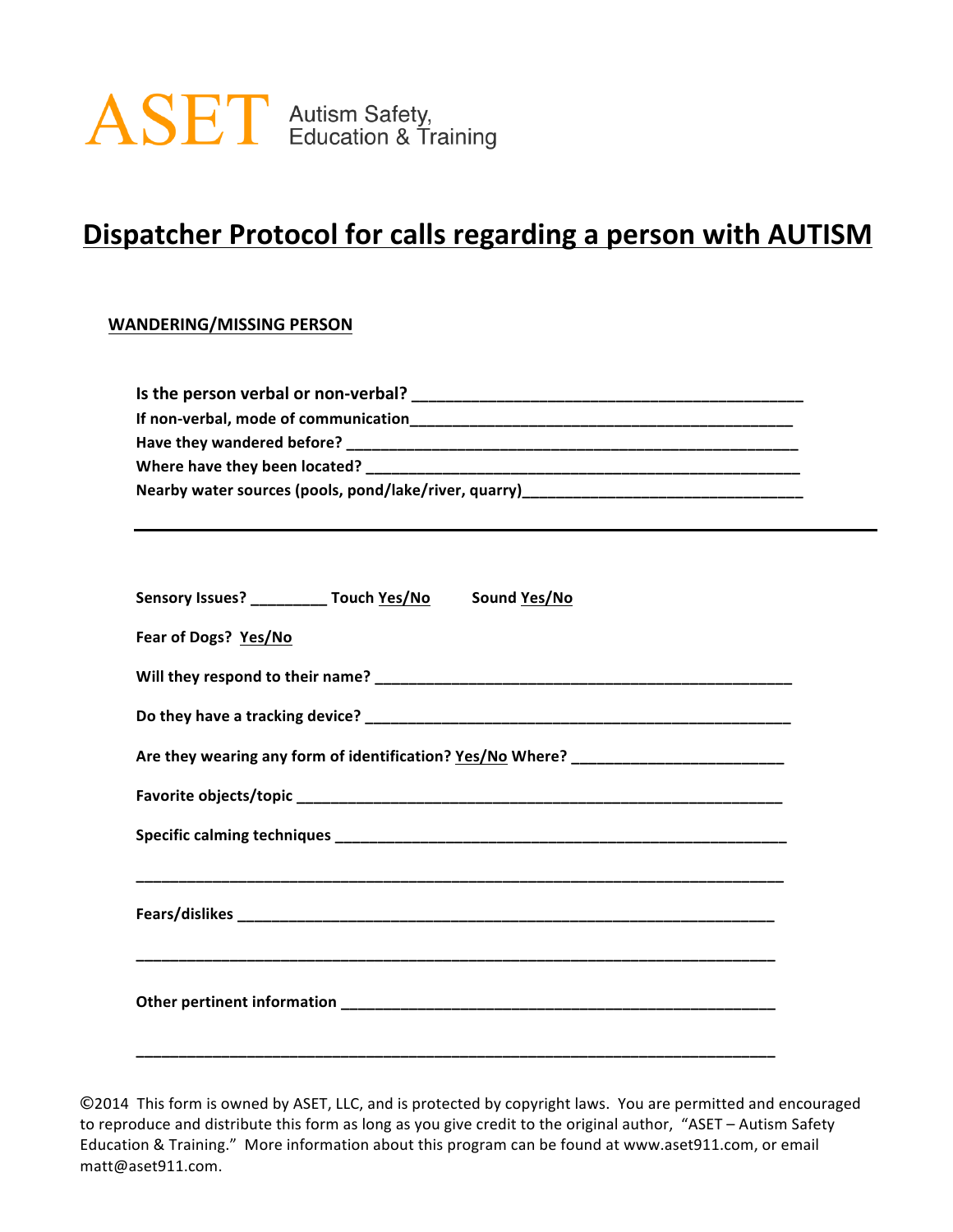ASET Autism Safety, Education & Training

# Dispatcher Protocol for calls regarding a person with AUTISM

## WANDERING/MISSING PERSON

**Is the person verbal or non-verbal?** ___________________________________________

**If non-verbal, mode of communication**___________________________________________

**Have they wandered before?** ___________________________________________

**Where have they been located?** ___________________________________________

**Nearby water sources (pools, pond/lake/river, quarry)**_______________________________

---

**Sensory Issues?** _________ **Touch Yes/No** **Sound Yes/No**

**Fear of Dogs? Yes/No**

**Will they respond to their name?** ___________________________________________

**Do they have a tracking device?** ___________________________________________

**Are they wearing any form of identification? Yes/No Where?** _______________________

**Favorite objects/topic** ___________________________________________

**Specific calming techniques** ___________________________________________

___________________________________________

**Fears/dislikes** ___________________________________________

___________________________________________

**Other pertinent information** ___________________________________________

___________________________________________

©2014 This form is owned by ASET, LLC, and is protected by copyright laws. You are permitted and encouraged to reproduce and distribute this form as long as you give credit to the original author, "ASET – Autism Safety Education & Training." More information about this program can be found at www.aset911.com, or email matt@aset911.com.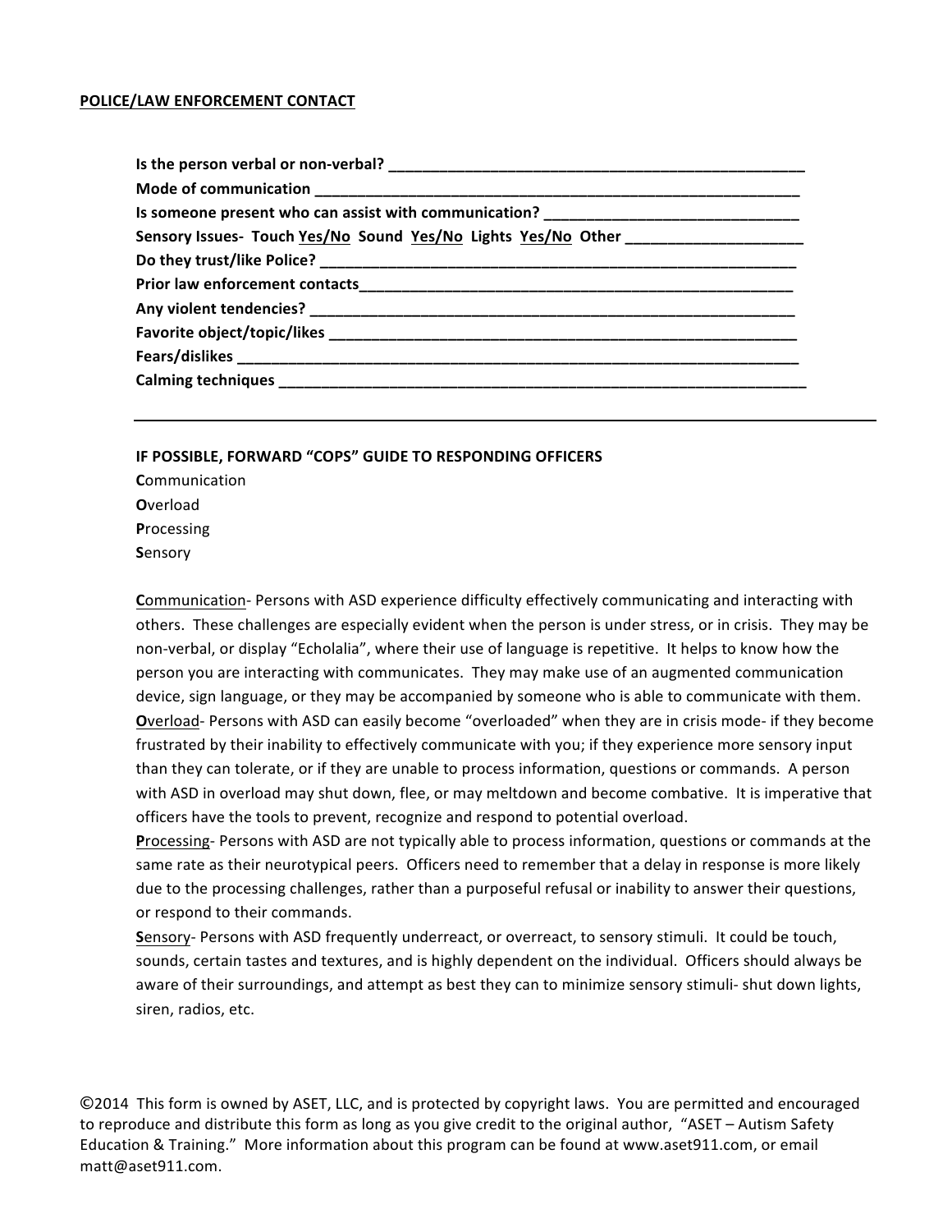**POLICE/LAW ENFORCEMENT CONTACT**

**Is the person verbal or non-verbal?** ____________________________________________

**Mode of communication** ____________________________________________________

**Is someone present who can assist with communication?** ___________________________

**Sensory Issues- Touch Yes/No Sound Yes/No Lights Yes/No Other** ___________________

**Do they trust/like Police?** _______________________________________________

**Prior law enforcement contacts**_____________________________________________

**Any violent tendencies?** _________________________________________________

**Favorite object/topic/likes** _______________________________________________

**Fears/dislikes** _________________________________________________________

**Calming techniques** _____________________________________________________

---

**IF POSSIBLE, FORWARD "COPS" GUIDE TO RESPONDING OFFICERS**

**C**ommunication
**O**verload
**P**rocessing
**S**ensory

**C**ommunication- Persons with ASD experience difficulty effectively communicating and interacting with others. These challenges are especially evident when the person is under stress, or in crisis. They may be non-verbal, or display "Echolalia", where their use of language is repetitive. It helps to know how the person you are interacting with communicates. They may make use of an augmented communication device, sign language, or they may be accompanied by someone who is able to communicate with them.
**O**verload- Persons with ASD can easily become "overloaded" when they are in crisis mode- if they become frustrated by their inability to effectively communicate with you; if they experience more sensory input than they can tolerate, or if they are unable to process information, questions or commands. A person with ASD in overload may shut down, flee, or may meltdown and become combative. It is imperative that officers have the tools to prevent, recognize and respond to potential overload.
**P**rocessing- Persons with ASD are not typically able to process information, questions or commands at the same rate as their neurotypical peers. Officers need to remember that a delay in response is more likely due to the processing challenges, rather than a purposeful refusal or inability to answer their questions, or respond to their commands.
**S**ensory- Persons with ASD frequently underreact, or overreact, to sensory stimuli. It could be touch, sounds, certain tastes and textures, and is highly dependent on the individual. Officers should always be aware of their surroundings, and attempt as best they can to minimize sensory stimuli- shut down lights, siren, radios, etc.

©2014 This form is owned by ASET, LLC, and is protected by copyright laws. You are permitted and encouraged to reproduce and distribute this form as long as you give credit to the original author, "ASET – Autism Safety Education & Training." More information about this program can be found at www.aset911.com, or email matt@aset911.com.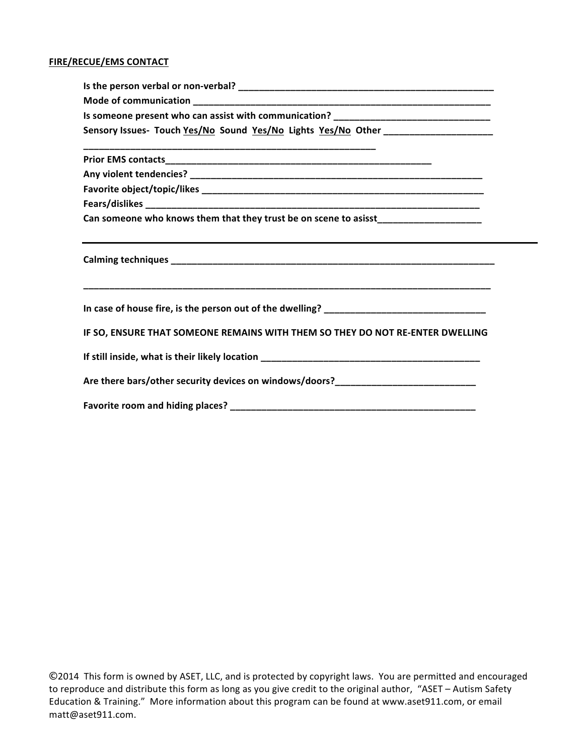**FIRE/RECUE/EMS CONTACT**

**Is the person verbal or non-verbal?** ____________________________________________________

**Mode of communication** ______________________________________________________________

**Is someone present who can assist with communication?** ________________________________

**Sensory Issues- Touch Yes/No Sound Yes/No Lights Yes/No Other** ______________________

_____________________________________________________________

**Prior EMS contacts**________________________________________________________

**Any violent tendencies?** _____________________________________________________________

**Favorite object/topic/likes** __________________________________________________________

**Fears/dislikes** ____________________________________________________________________

**Can someone who knows them that they trust be on scene to asisst**____________________

---

**Calming techniques** ___________________________________________________________________

_____________________________________________________________________________________

**In case of house fire, is the person out of the dwelling?** ________________________________

**IF SO, ENSURE THAT SOMEONE REMAINS WITH THEM SO THEY DO NOT RE-ENTER DWELLING**

**If still inside, what is their likely location** ____________________________________________

**Are there bars/other security devices on windows/doors?**___________________________

**Favorite room and hiding places?** __________________________________________________

©2014 This form is owned by ASET, LLC, and is protected by copyright laws. You are permitted and encouraged to reproduce and distribute this form as long as you give credit to the original author, "ASET – Autism Safety Education & Training." More information about this program can be found at www.aset911.com, or email matt@aset911.com.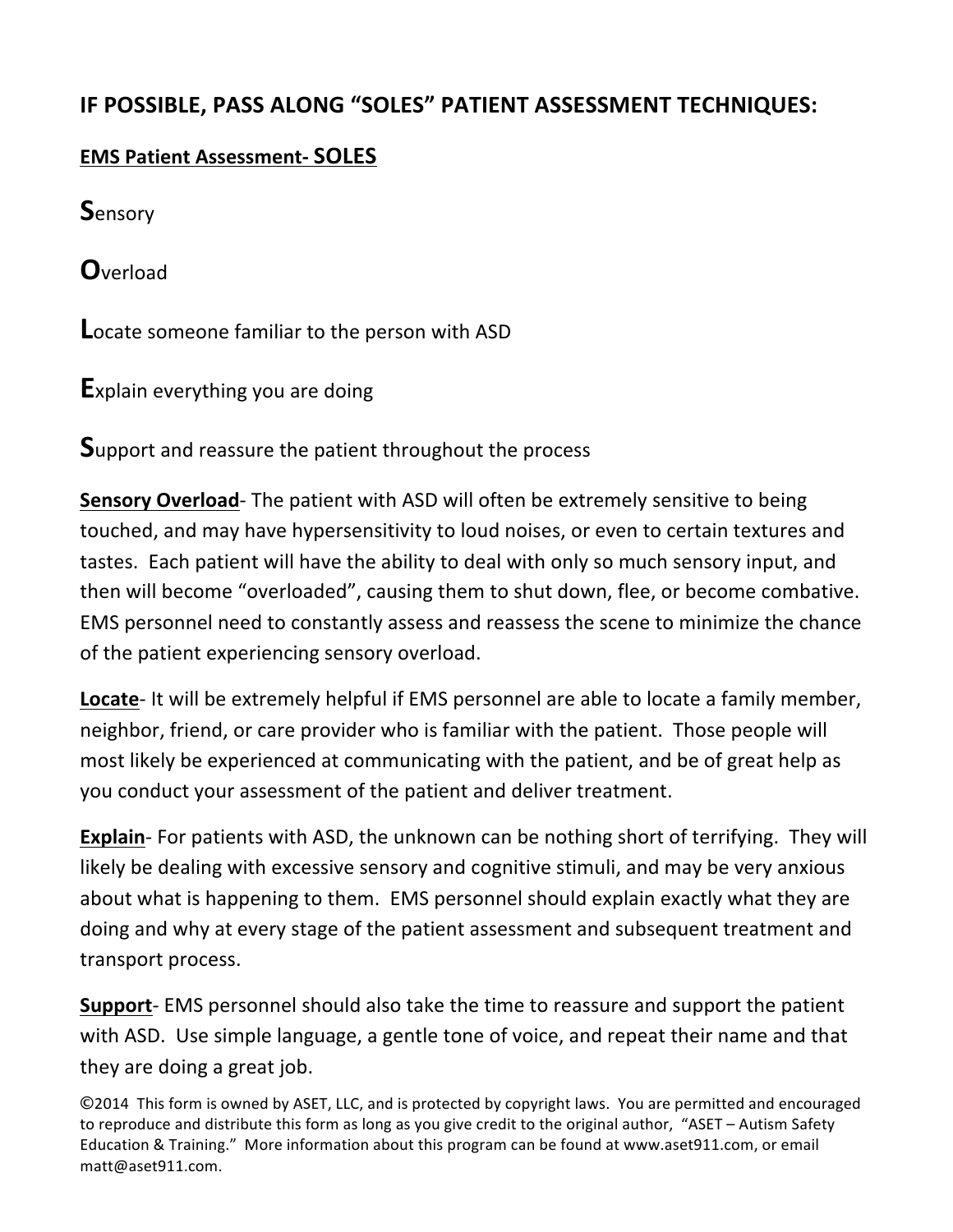## IF POSSIBLE, PASS ALONG "SOLES" PATIENT ASSESSMENT TECHNIQUES:

**EMS Patient Assessment- SOLES**

**S**ensory

**O**verload

**L**ocate someone familiar to the person with ASD

**E**xplain everything you are doing

**S**upport and reassure the patient throughout the process

**Sensory Overload**- The patient with ASD will often be extremely sensitive to being touched, and may have hypersensitivity to loud noises, or even to certain textures and tastes. Each patient will have the ability to deal with only so much sensory input, and then will become "overloaded", causing them to shut down, flee, or become combative. EMS personnel need to constantly assess and reassess the scene to minimize the chance of the patient experiencing sensory overload.

**Locate**- It will be extremely helpful if EMS personnel are able to locate a family member, neighbor, friend, or care provider who is familiar with the patient. Those people will most likely be experienced at communicating with the patient, and be of great help as you conduct your assessment of the patient and deliver treatment.

**Explain**- For patients with ASD, the unknown can be nothing short of terrifying. They will likely be dealing with excessive sensory and cognitive stimuli, and may be very anxious about what is happening to them. EMS personnel should explain exactly what they are doing and why at every stage of the patient assessment and subsequent treatment and transport process.

**Support**- EMS personnel should also take the time to reassure and support the patient with ASD. Use simple language, a gentle tone of voice, and repeat their name and that they are doing a great job.

©2014 This form is owned by ASET, LLC, and is protected by copyright laws. You are permitted and encouraged to reproduce and distribute this form as long as you give credit to the original author, "ASET – Autism Safety Education & Training." More information about this program can be found at www.aset911.com, or email matt@aset911.com.